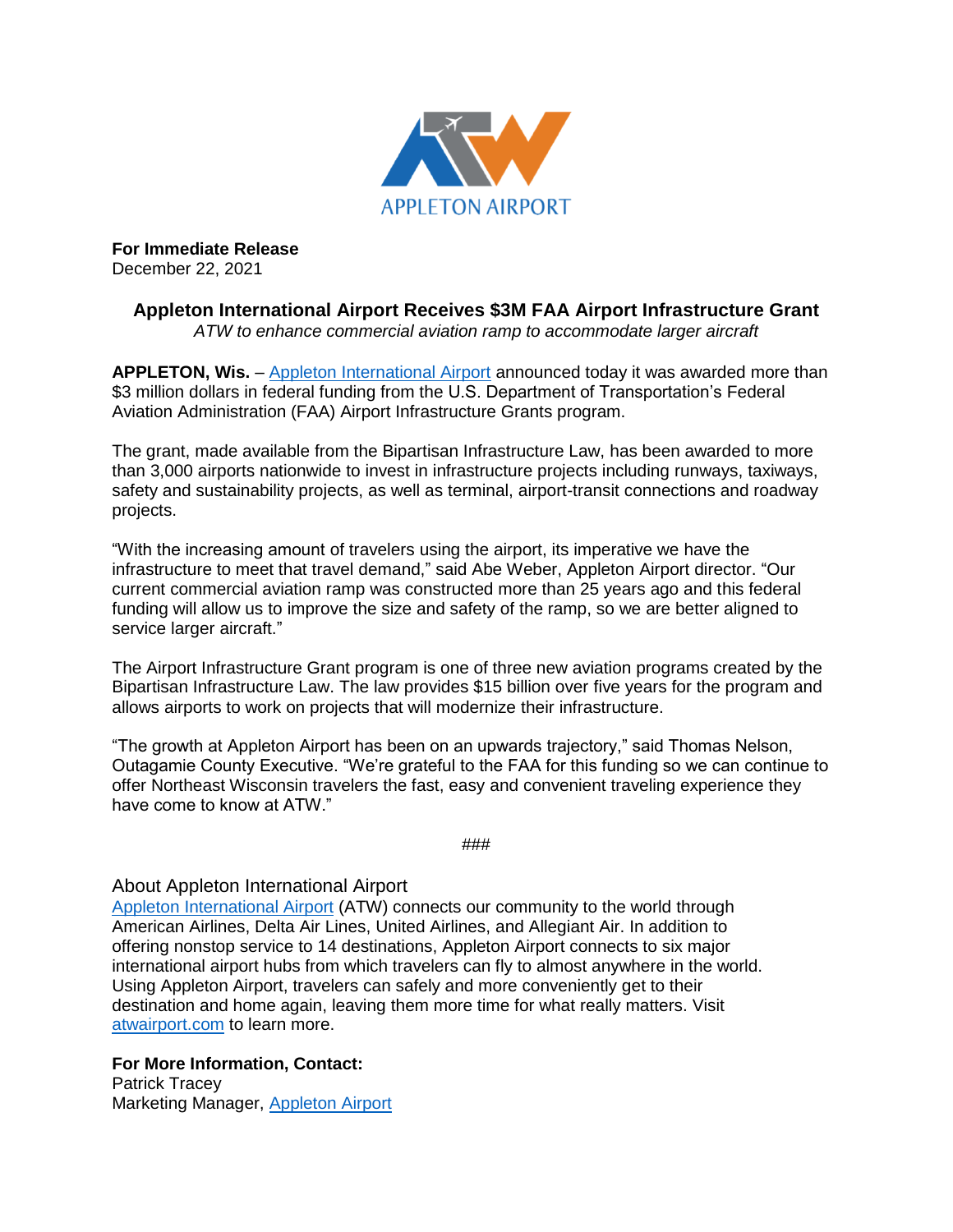APPLETON AIRPORT

**For Immediate Release**
December 22, 2021

## Appleton International Airport Receives $3M FAA Airport Infrastructure Grant

*ATW to enhance commercial aviation ramp to accommodate larger aircraft*

**APPLETON, Wis.** – [Appleton International Airport](https://atwairport.com) announced today it was awarded more than $3 million dollars in federal funding from the U.S. Department of Transportation's Federal Aviation Administration (FAA) Airport Infrastructure Grants program.

The grant, made available from the Bipartisan Infrastructure Law, has been awarded to more than 3,000 airports nationwide to invest in infrastructure projects including runways, taxiways, safety and sustainability projects, as well as terminal, airport-transit connections and roadway projects.

"With the increasing amount of travelers using the airport, its imperative we have the infrastructure to meet that travel demand," said Abe Weber, Appleton Airport director. "Our current commercial aviation ramp was constructed more than 25 years ago and this federal funding will allow us to improve the size and safety of the ramp, so we are better aligned to service larger aircraft."

The Airport Infrastructure Grant program is one of three new aviation programs created by the Bipartisan Infrastructure Law. The law provides $15 billion over five years for the program and allows airports to work on projects that will modernize their infrastructure.

"The growth at Appleton Airport has been on an upwards trajectory," said Thomas Nelson, Outagamie County Executive. "We're grateful to the FAA for this funding so we can continue to offer Northeast Wisconsin travelers the fast, easy and convenient traveling experience they have come to know at ATW."

###

About Appleton International Airport

[Appleton International Airport](https://atwairport.com) (ATW) connects our community to the world through American Airlines, Delta Air Lines, United Airlines, and Allegiant Air. In addition to offering nonstop service to 14 destinations, Appleton Airport connects to six major international airport hubs from which travelers can fly to almost anywhere in the world. Using Appleton Airport, travelers can safely and more conveniently get to their destination and home again, leaving them more time for what really matters. Visit [atwairport.com](https://atwairport.com) to learn more.

**For More Information, Contact:**
Patrick Tracey
Marketing Manager, [Appleton Airport](https://atwairport.com)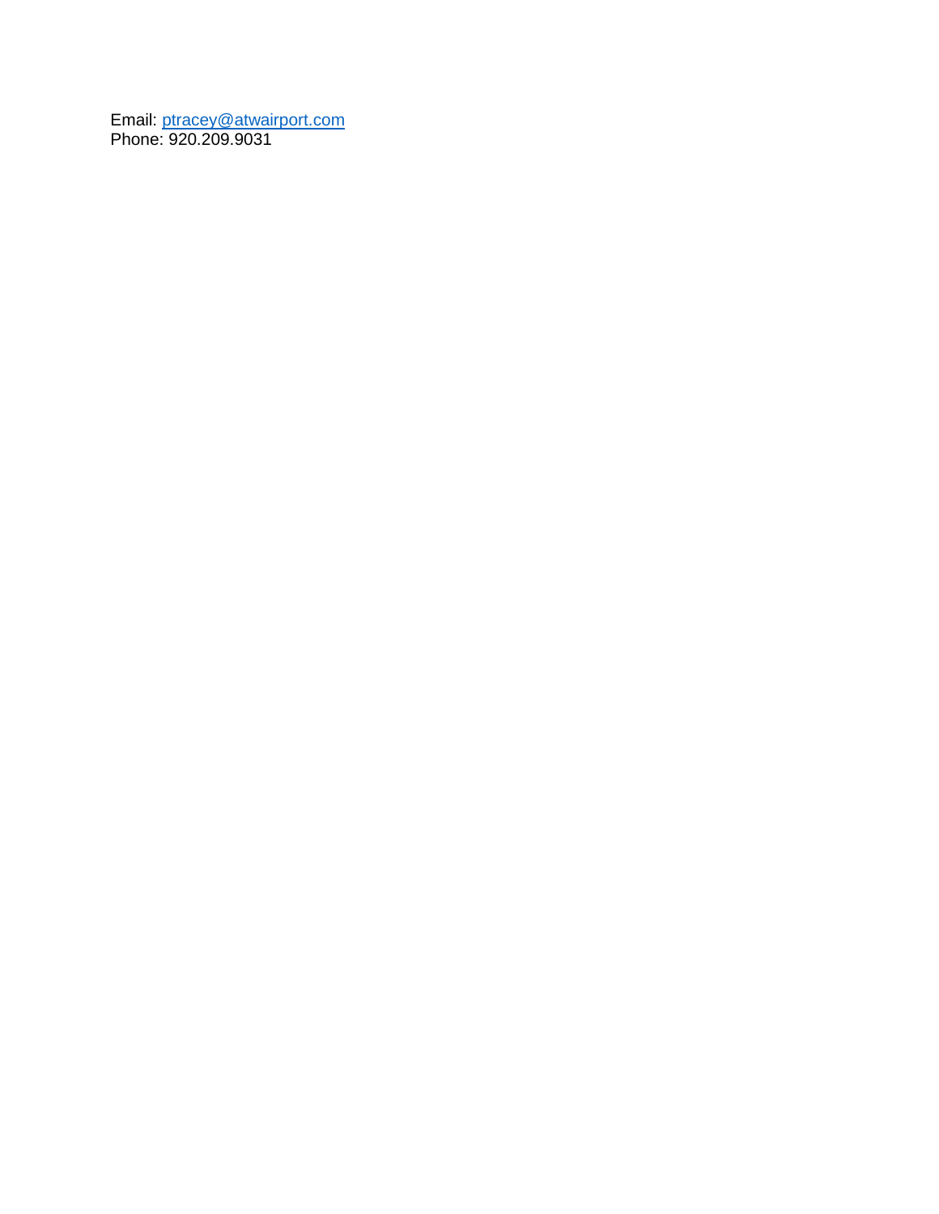Email: ptracey@atwairport.com
Phone: 920.209.9031